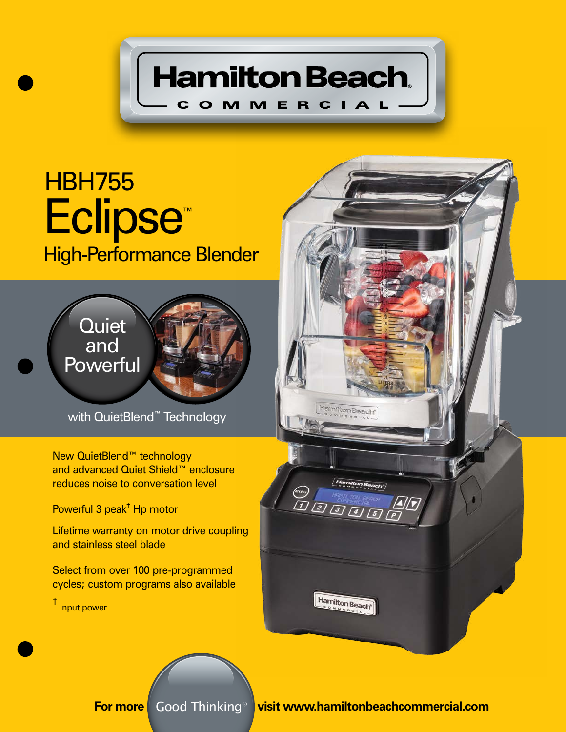# Hamilton Beach COMMERCIAL

## HBH755 Eclipse™ High-Performance Blender

### Quiet and Powerful

with QuietBlend™ Technology

New QuietBlend™ technology and advanced Quiet Shield™ enclosure reduces noise to conversation level

Powerful 3 peak† Hp motor

Lifetime warranty on motor drive coupling and stainless steel blade

Select from over 100 pre-programmed cycles; custom programs also available

† Input power

For more Good Thinking® visit www.hamiltonbeachcommercial.com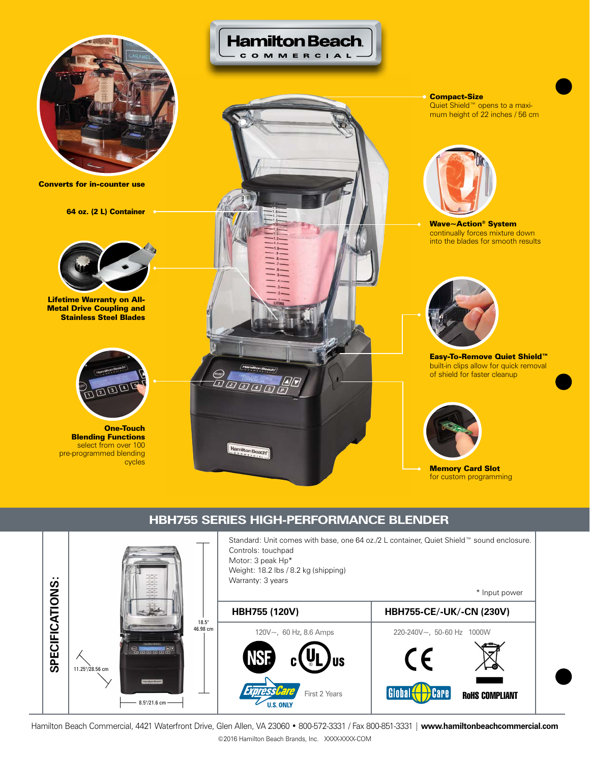Hamilton Beach COMMERCIAL

**Converts for in-counter use**

**64 oz. (2 L) Container**

**Lifetime Warranty on All-Metal Drive Coupling and Stainless Steel Blades**

**One-Touch Blending Functions**
select from over 100 pre-programmed blending cycles

**Compact-Size**
Quiet Shield™ opens to a maximum height of 22 inches / 56 cm

**Wave~Action® System**
continually forces mixture down into the blades for smooth results

**Easy-To-Remove Quiet Shield™**
built-in clips allow for quick removal of shield for faster cleanup

**Memory Card Slot**
for custom programming

## HBH755 SERIES HIGH-PERFORMANCE BLENDER

### SPECIFICATIONS:

18.5" 46.98 cm

11.25"/28.56 cm

8.5"/21.6 cm

Standard: Unit comes with base, one 64 oz./2 L container, Quiet Shield™ sound enclosure.
Controls: touchpad
Motor: 3 peak Hp*
Weight: 18.2 lbs / 8.2 kg (shipping)
Warranty: 3 years

\* Input power

| HBH755 (120V) | HBH755-CE/-UK/-CN (230V) |
|---|---|
| 120V~, 60 Hz, 8.6 Amps | 220-240V~, 50-60 Hz 1000W |
| NSF, cULus | CE, WEEE |
| ExpressCare U.S. ONLY — First 2 Years | GlobalCare, RoHS COMPLIANT |

Hamilton Beach Commercial, 4421 Waterfront Drive, Glen Allen, VA 23060 • 800-572-3331 / Fax 800-851-3331 | **www.hamiltonbeachcommercial.com**

©2016 Hamilton Beach Brands, Inc. XXXX-XXXX-COM